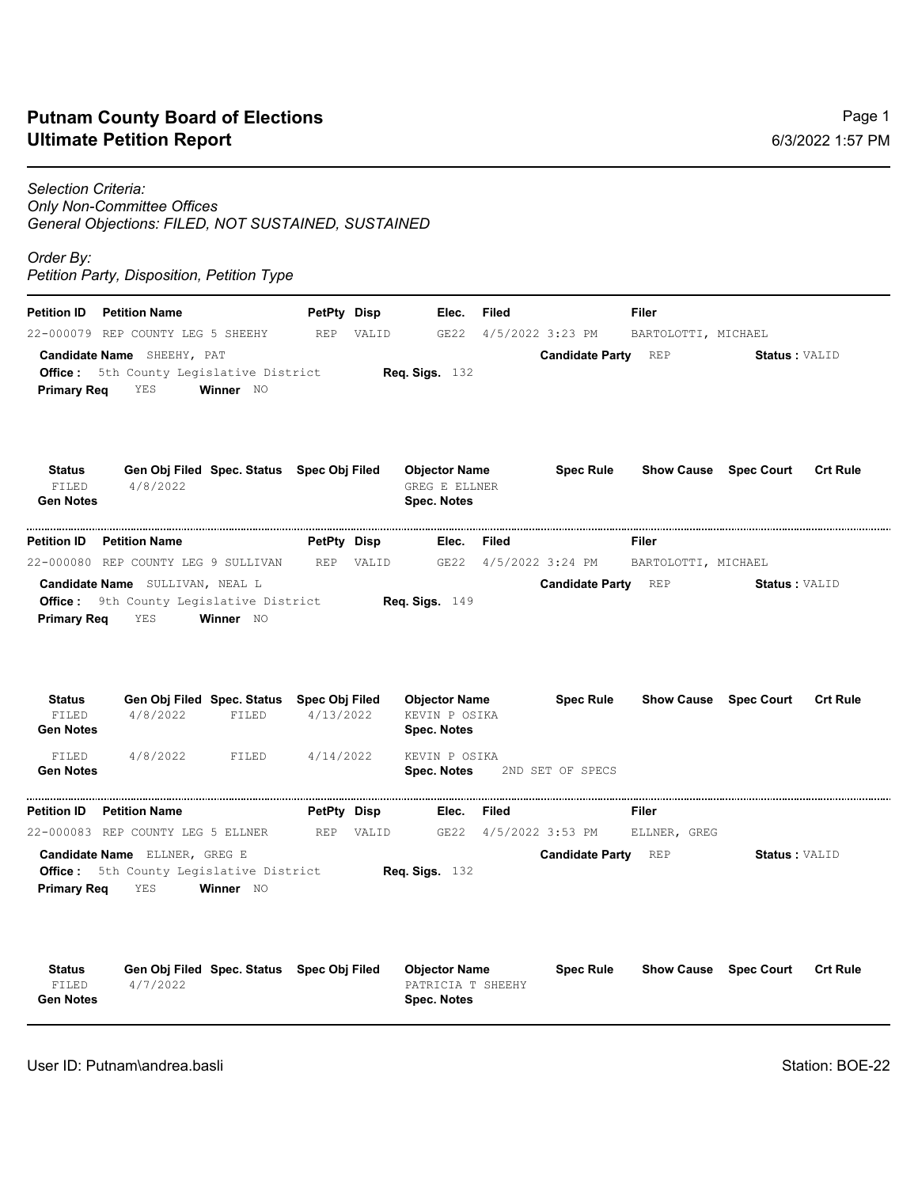## Putnam County Board of Elections
## Ultimate Petition Report

6/3/2022 1:57 PM

*Selection Criteria:*
*Only Non-Committee Offices*
*General Objections: FILED, NOT SUSTAINED, SUSTAINED*

*Order By:*
*Petition Party, Disposition, Petition Type*

---

| Petition ID | Petition Name | PetPty | Disp | Elec. | Filed | Filer |
|---|---|---|---|---|---|---|
| 22-000079 | REP COUNTY LEG 5 SHEEHY | REP | VALID | GE22 | 4/5/2022 3:23 PM | BARTOLOTTI, MICHAEL |

**Candidate Name** SHEEHY, PAT **Candidate Party** REP **Status :** VALID
**Office :** 5th County Legislative District **Req. Sigs.** 132
**Primary Req** YES **Winner** NO

| Status | Gen Obj Filed | Spec. Status | Spec Obj Filed | Objector Name | Spec Rule | Show Cause | Spec Court | Crt Rule |
|---|---|---|---|---|---|---|---|---|
| FILED | 4/8/2022 | | | GREG E ELLNER | | | | |

**Gen Notes** **Spec. Notes**

---

| Petition ID | Petition Name | PetPty | Disp | Elec. | Filed | Filer |
|---|---|---|---|---|---|---|
| 22-000080 | REP COUNTY LEG 9 SULLIVAN | REP | VALID | GE22 | 4/5/2022 3:24 PM | BARTOLOTTI, MICHAEL |

**Candidate Name** SULLIVAN, NEAL L **Candidate Party** REP **Status :** VALID
**Office :** 9th County Legislative District **Req. Sigs.** 149
**Primary Req** YES **Winner** NO

| Status | Gen Obj Filed | Spec. Status | Spec Obj Filed | Objector Name | Spec Rule | Show Cause | Spec Court | Crt Rule |
|---|---|---|---|---|---|---|---|---|
| FILED | 4/8/2022 | FILED | 4/13/2022 | KEVIN P OSIKA | | | | |

**Gen Notes** **Spec. Notes**

| Status | Gen Obj Filed | Spec. Status | Spec Obj Filed | Objector Name | Spec Rule | Show Cause | Spec Court | Crt Rule |
|---|---|---|---|---|---|---|---|---|
| FILED | 4/8/2022 | FILED | 4/14/2022 | KEVIN P OSIKA | | | | |

**Gen Notes** **Spec. Notes** 2ND SET OF SPECS

---

| Petition ID | Petition Name | PetPty | Disp | Elec. | Filed | Filer |
|---|---|---|---|---|---|---|
| 22-000083 | REP COUNTY LEG 5 ELLNER | REP | VALID | GE22 | 4/5/2022 3:53 PM | ELLNER, GREG |

**Candidate Name** ELLNER, GREG E **Candidate Party** REP **Status :** VALID
**Office :** 5th County Legislative District **Req. Sigs.** 132
**Primary Req** YES **Winner** NO

| Status | Gen Obj Filed | Spec. Status | Spec Obj Filed | Objector Name | Spec Rule | Show Cause | Spec Court | Crt Rule |
|---|---|---|---|---|---|---|---|---|
| FILED | 4/7/2022 | | | PATRICIA T SHEEHY | | | | |

**Gen Notes** **Spec. Notes**

User ID: Putnam\andrea.basli Station: BOE-22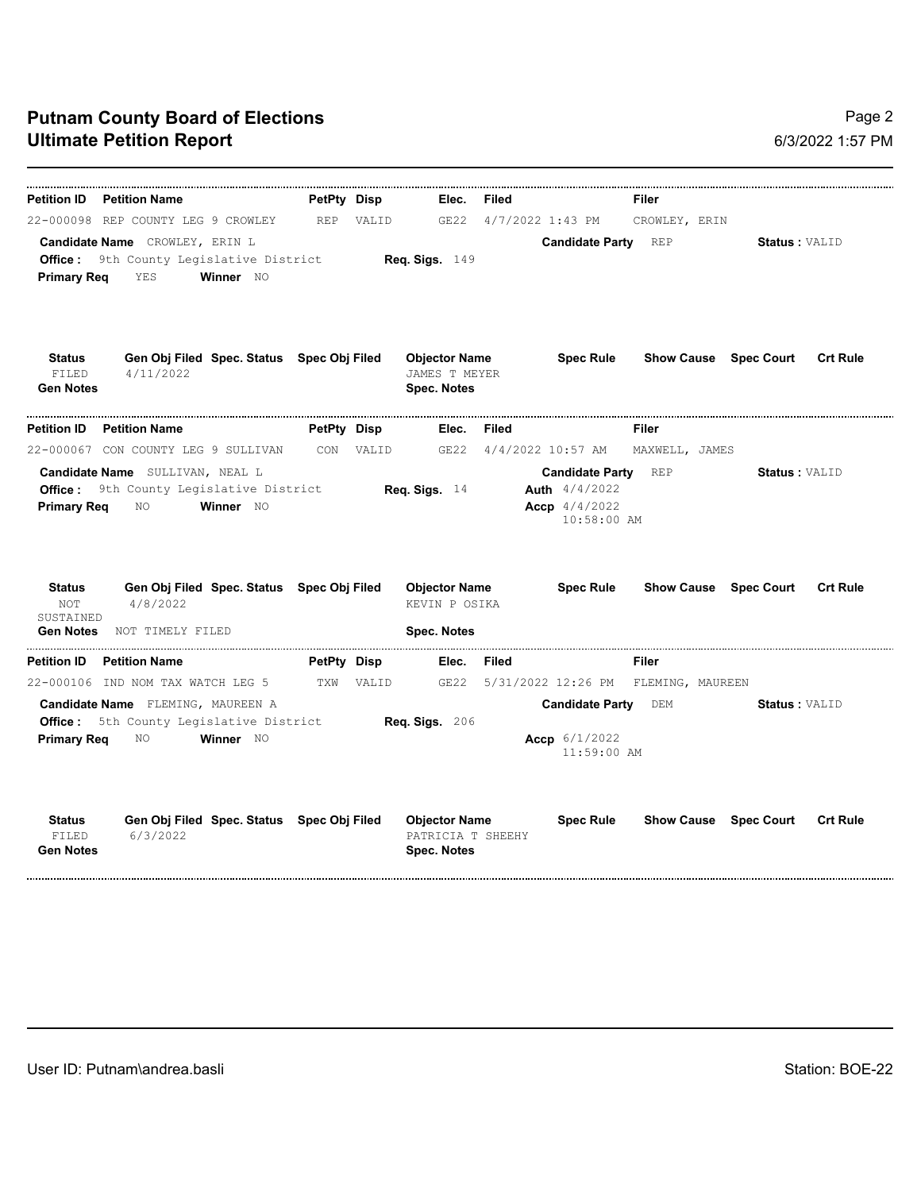# Putnam County Board of Elections
## Ultimate Petition Report

6/3/2022 1:57 PM

| Petition ID | Petition Name | PetPty | Disp | Elec. | Filed | Filer |
|---|---|---|---|---|---|---|
| 22-000098 | REP COUNTY LEG 9 CROWLEY | REP | VALID | GE22 | 4/7/2022 1:43 PM | CROWLEY, ERIN |

**Candidate Name** CROWLEY, ERIN L  **Candidate Party** REP  **Status :** VALID
**Office :** 9th County Legislative District  **Req. Sigs.** 149
**Primary Req** YES  **Winner** NO

| Status | Gen Obj Filed | Spec. Status | Spec Obj Filed | Objector Name | Spec Rule | Show Cause | Spec Court | Crt Rule |
|---|---|---|---|---|---|---|---|---|
| FILED | 4/11/2022 | | | JAMES T MEYER | | | | |

**Gen Notes**  **Spec. Notes**

---

| Petition ID | Petition Name | PetPty | Disp | Elec. | Filed | Filer |
|---|---|---|---|---|---|---|
| 22-000067 | CON COUNTY LEG 9 SULLIVAN | CON | VALID | GE22 | 4/4/2022 10:57 AM | MAXWELL, JAMES |

**Candidate Name** SULLIVAN, NEAL L  **Candidate Party** REP  **Status :** VALID
**Office :** 9th County Legislative District  **Req. Sigs.** 14  **Auth** 4/4/2022
**Primary Req** NO  **Winner** NO  **Accp** 4/4/2022 10:58:00 AM

| Status | Gen Obj Filed | Spec. Status | Spec Obj Filed | Objector Name | Spec Rule | Show Cause | Spec Court | Crt Rule |
|---|---|---|---|---|---|---|---|---|
| NOT SUSTAINED | 4/8/2022 | | | KEVIN P OSIKA | | | | |

**Gen Notes** NOT TIMELY FILED  **Spec. Notes**

---

| Petition ID | Petition Name | PetPty | Disp | Elec. | Filed | Filer |
|---|---|---|---|---|---|---|
| 22-000106 | IND NOM TAX WATCH LEG 5 | TXW | VALID | GE22 | 5/31/2022 12:26 PM | FLEMING, MAUREEN |

**Candidate Name** FLEMING, MAUREEN A  **Candidate Party** DEM  **Status :** VALID
**Office :** 5th County Legislative District  **Req. Sigs.** 206
**Primary Req** NO  **Winner** NO  **Accp** 6/1/2022 11:59:00 AM

| Status | Gen Obj Filed | Spec. Status | Spec Obj Filed | Objector Name | Spec Rule | Show Cause | Spec Court | Crt Rule |
|---|---|---|---|---|---|---|---|---|
| FILED | 6/3/2022 | | | PATRICIA T SHEEHY | | | | |

**Gen Notes**  **Spec. Notes**

User ID: Putnam\andrea.basli  Station: BOE-22